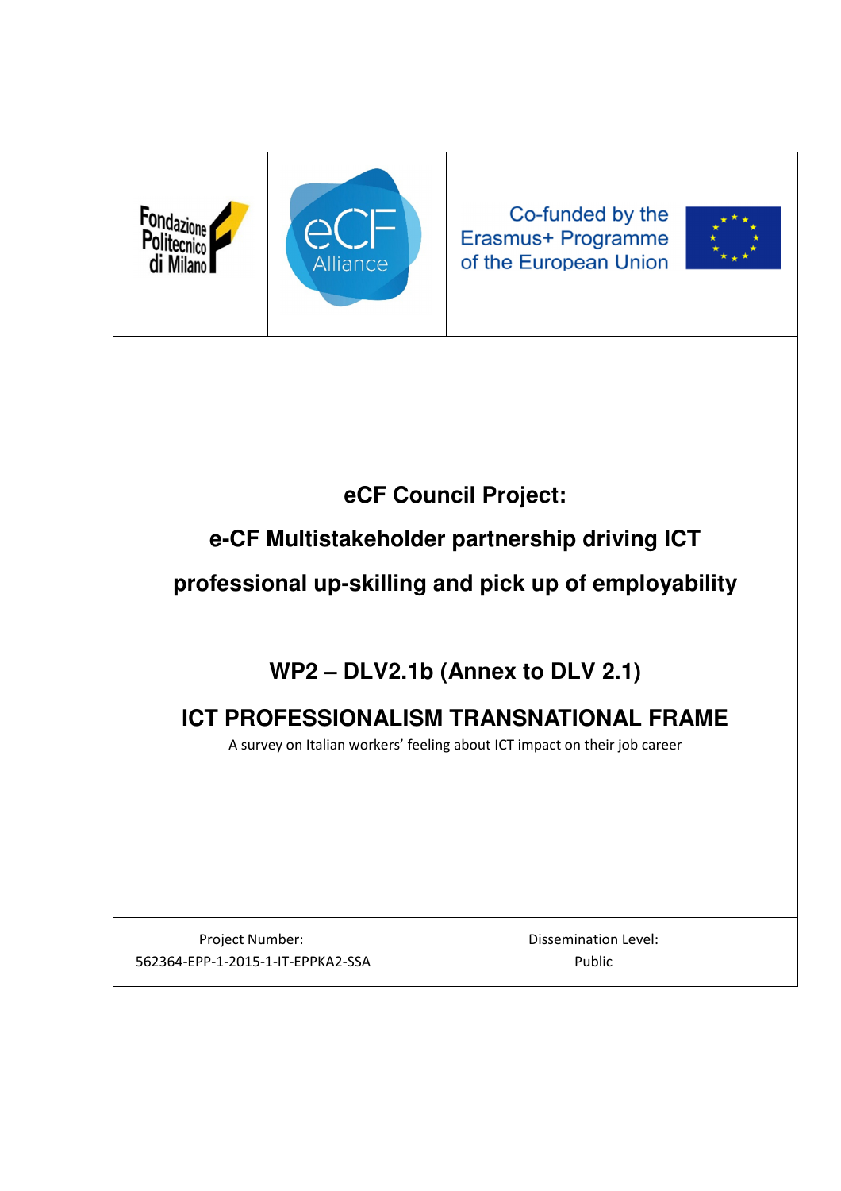Fondazione Politecnico di Milano

eCF Alliance

Co-funded by the Erasmus+ Programme of the European Union

# eCF Council Project:

# e-CF Multistakeholder partnership driving ICT professional up-skilling and pick up of employability

## WP2 – DLV2.1b (Annex to DLV 2.1)

## ICT PROFESSIONALISM TRANSNATIONAL FRAME

A survey on Italian workers' feeling about ICT impact on their job career

| Project Number: 562364-EPP-1-2015-1-IT-EPPKA2-SSA | Dissemination Level: Public |
|---|---|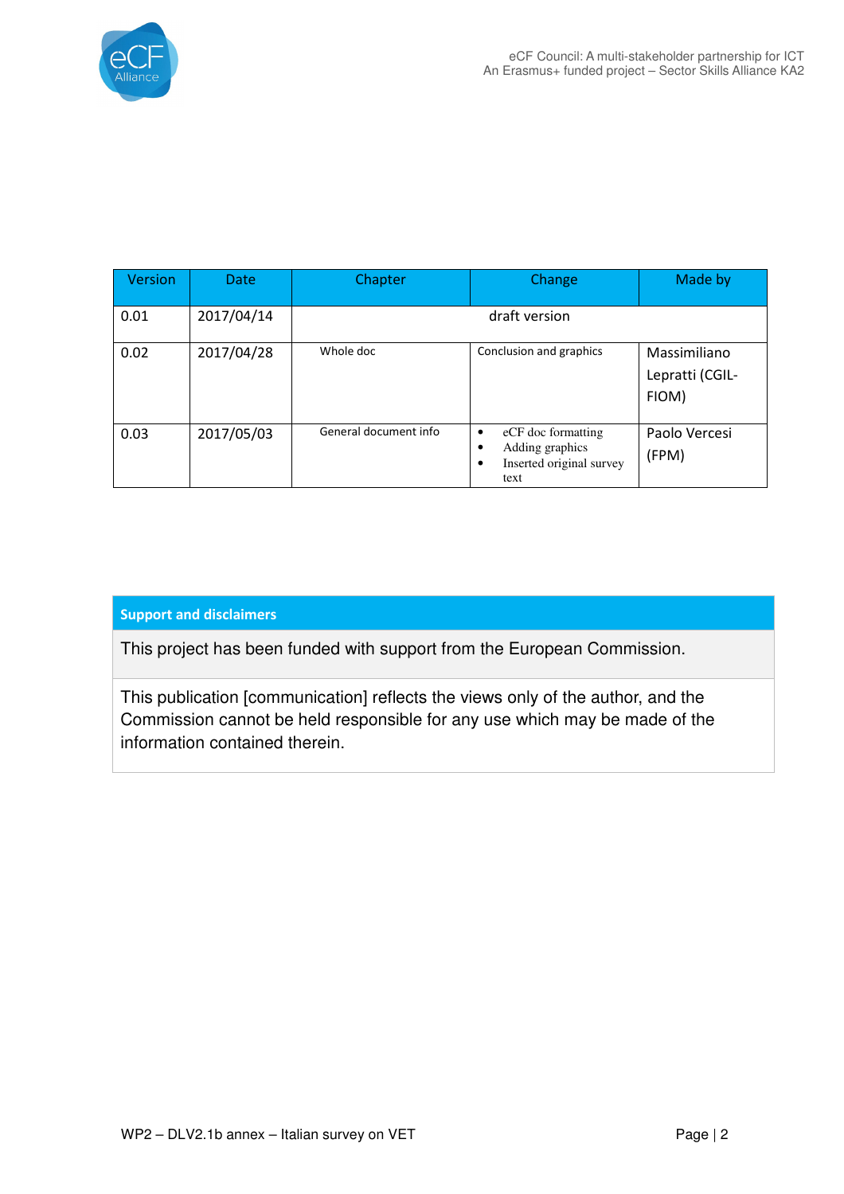| Version | Date | Chapter | Change | Made by |
| --- | --- | --- | --- | --- |
| 0.01 | 2017/04/14 | draft version | | |
| 0.02 | 2017/04/28 | Whole doc | Conclusion and graphics | Massimiliano Lepratti (CGIL-FIOM) |
| 0.03 | 2017/05/03 | General document info | • eCF doc formatting<br>• Adding graphics<br>• Inserted original survey text | Paolo Vercesi (FPM) |

| Support and disclaimers |
| --- |
| This project has been funded with support from the European Commission. |
| This publication [communication] reflects the views only of the author, and the Commission cannot be held responsible for any use which may be made of the information contained therein. |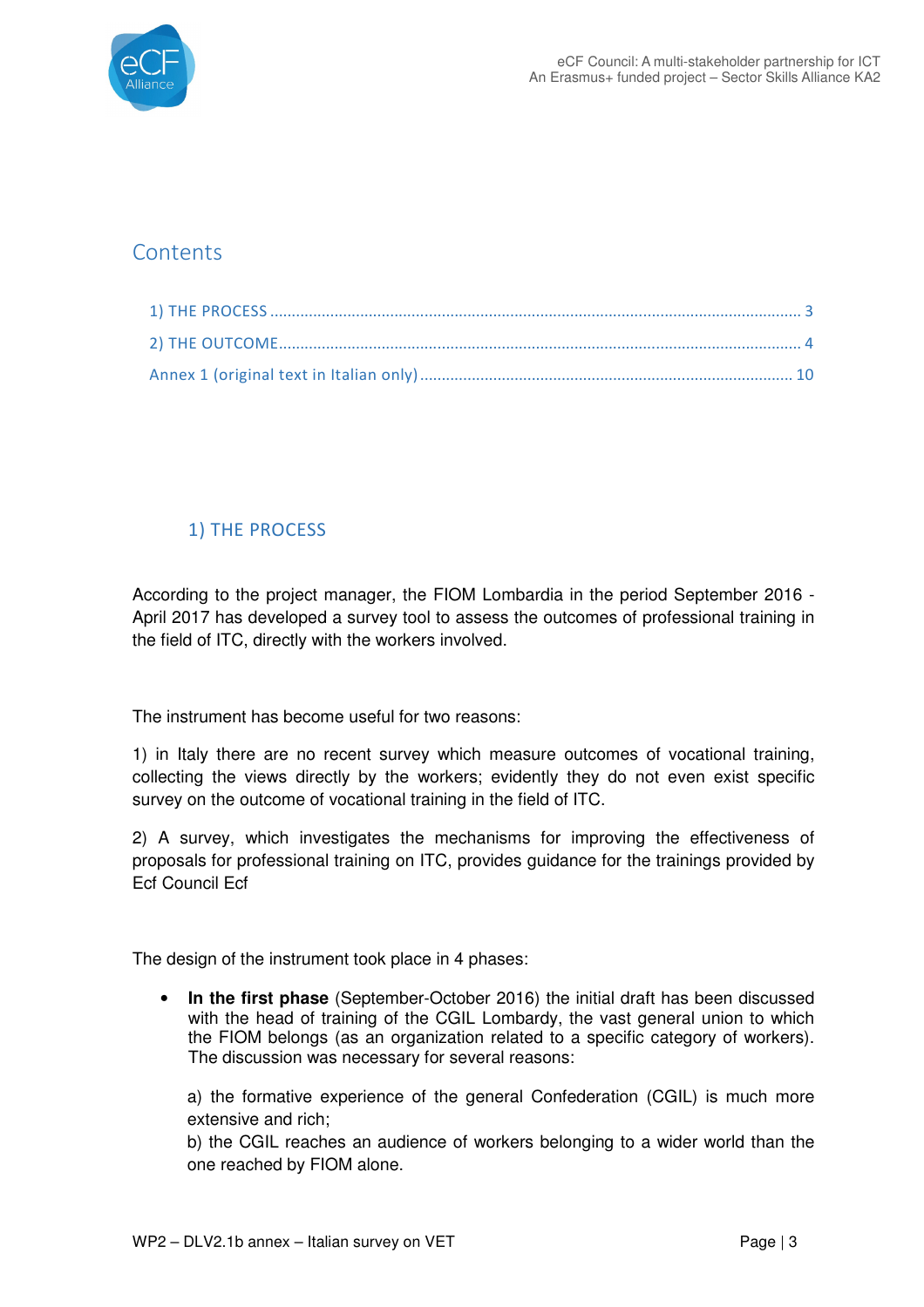## Contents

1) THE PROCESS ........................................................ 3
2) THE OUTCOME ........................................................ 4
Annex 1 (original text in Italian only) ........................................................ 10

## 1) THE PROCESS

According to the project manager, the FIOM Lombardia in the period September 2016 - April 2017 has developed a survey tool to assess the outcomes of professional training in the field of ITC, directly with the workers involved.

The instrument has become useful for two reasons:

1) in Italy there are no recent survey which measure outcomes of vocational training, collecting the views directly by the workers; evidently they do not even exist specific survey on the outcome of vocational training in the field of ITC.

2) A survey, which investigates the mechanisms for improving the effectiveness of proposals for professional training on ITC, provides guidance for the trainings provided by Ecf Council Ecf

The design of the instrument took place in 4 phases:

- **In the first phase** (September-October 2016) the initial draft has been discussed with the head of training of the CGIL Lombardy, the vast general union to which the FIOM belongs (as an organization related to a specific category of workers). The discussion was necessary for several reasons:

  a) the formative experience of the general Confederation (CGIL) is much more extensive and rich;
  b) the CGIL reaches an audience of workers belonging to a wider world than the one reached by FIOM alone.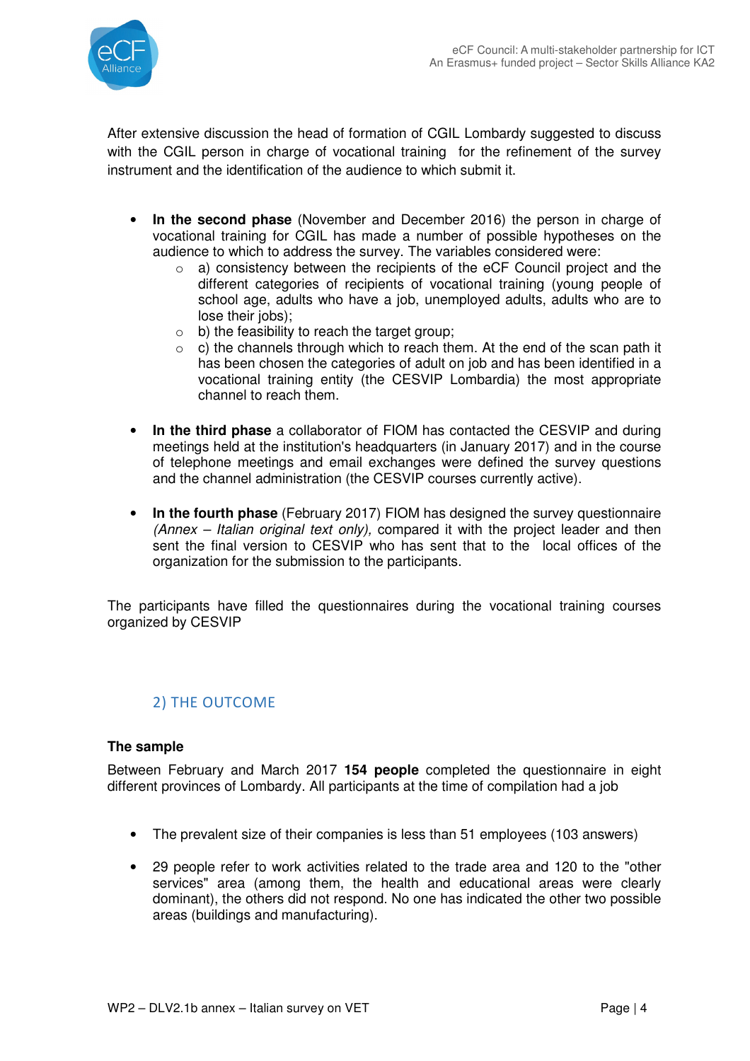After extensive discussion the head of formation of CGIL Lombardy suggested to discuss with the CGIL person in charge of vocational training for the refinement of the survey instrument and the identification of the audience to which submit it.

- **In the second phase** (November and December 2016) the person in charge of vocational training for CGIL has made a number of possible hypotheses on the audience to which to address the survey. The variables considered were:
    - a) consistency between the recipients of the eCF Council project and the different categories of recipients of vocational training (young people of school age, adults who have a job, unemployed adults, adults who are to lose their jobs);
    - b) the feasibility to reach the target group;
    - c) the channels through which to reach them. At the end of the scan path it has been chosen the categories of adult on job and has been identified in a vocational training entity (the CESVIP Lombardia) the most appropriate channel to reach them.

- **In the third phase** a collaborator of FIOM has contacted the CESVIP and during meetings held at the institution's headquarters (in January 2017) and in the course of telephone meetings and email exchanges were defined the survey questions and the channel administration (the CESVIP courses currently active).

- **In the fourth phase** (February 2017) FIOM has designed the survey questionnaire *(Annex – Italian original text only),* compared it with the project leader and then sent the final version to CESVIP who has sent that to the local offices of the organization for the submission to the participants.

The participants have filled the questionnaires during the vocational training courses organized by CESVIP

## 2) THE OUTCOME

### The sample

Between February and March 2017 **154 people** completed the questionnaire in eight different provinces of Lombardy. All participants at the time of compilation had a job

- The prevalent size of their companies is less than 51 employees (103 answers)

- 29 people refer to work activities related to the trade area and 120 to the "other services" area (among them, the health and educational areas were clearly dominant), the others did not respond. No one has indicated the other two possible areas (buildings and manufacturing).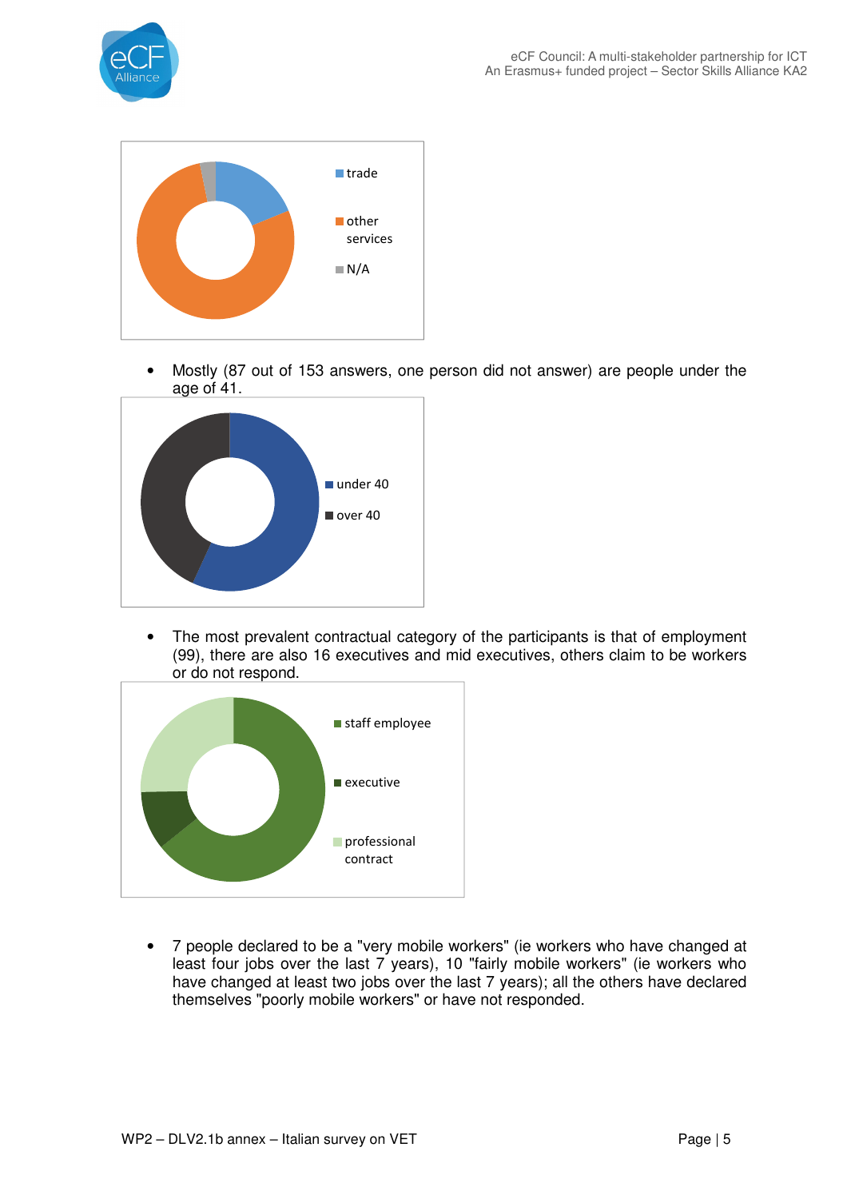trade

other services

N/A

- Mostly (87 out of 153 answers, one person did not answer) are people under the age of 41.

under 40

over 40

- The most prevalent contractual category of the participants is that of employment (99), there are also 16 executives and mid executives, others claim to be workers or do not respond.

staff employee

executive

professional contract

- 7 people declared to be a "very mobile workers" (ie workers who have changed at least four jobs over the last 7 years), 10 "fairly mobile workers" (ie workers who have changed at least two jobs over the last 7 years); all the others have declared themselves "poorly mobile workers" or have not responded.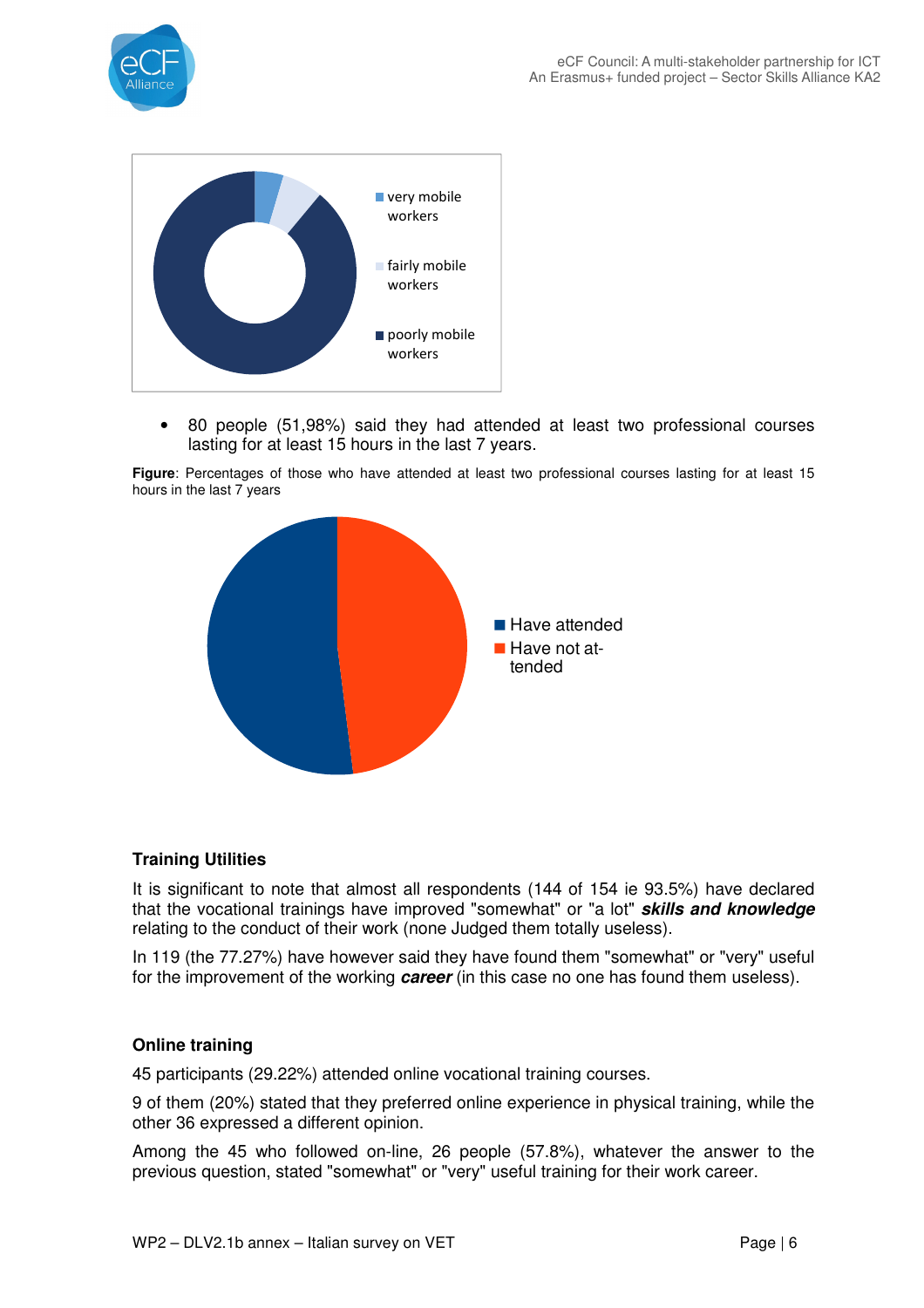- 80 people (51,98%) said they had attended at least two professional courses lasting for at least 15 hours in the last 7 years.

**Figure**: Percentages of those who have attended at least two professional courses lasting for at least 15 hours in the last 7 years

**Training Utilities**

It is significant to note that almost all respondents (144 of 154 ie 93.5%) have declared that the vocational trainings have improved "somewhat" or "a lot" ***skills and knowledge*** relating to the conduct of their work (none Judged them totally useless).

In 119 (the 77.27%) have however said they have found them "somewhat" or "very" useful for the improvement of the working ***career*** (in this case no one has found them useless).

**Online training**

45 participants (29.22%) attended online vocational training courses.

9 of them (20%) stated that they preferred online experience in physical training, while the other 36 expressed a different opinion.

Among the 45 who followed on-line, 26 people (57.8%), whatever the answer to the previous question, stated "somewhat" or "very" useful training for their work career.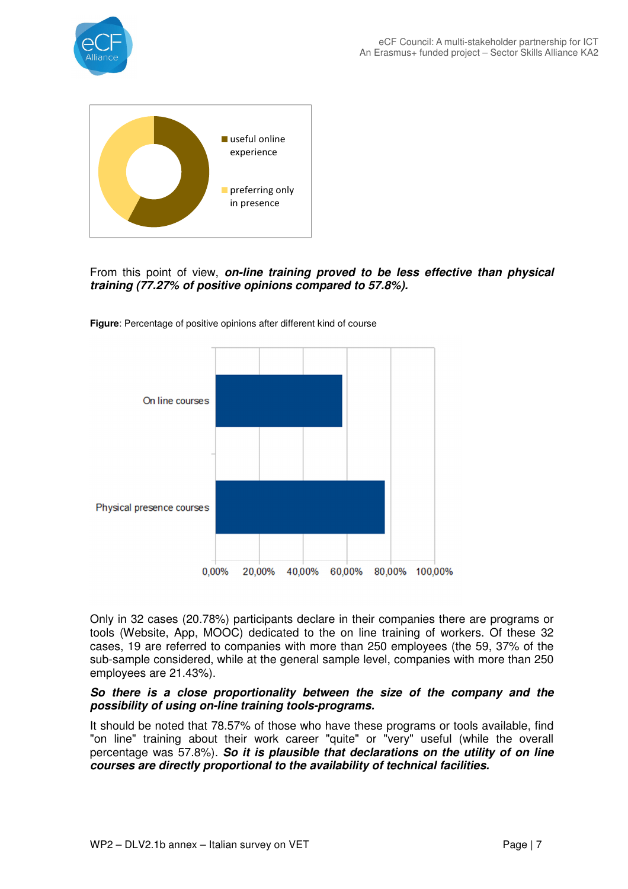From this point of view, ***on-line training proved to be less effective than physical training (77.27% of positive opinions compared to 57.8%).***

**Figure**: Percentage of positive opinions after different kind of course

Only in 32 cases (20.78%) participants declare in their companies there are programs or tools (Website, App, MOOC) dedicated to the on line training of workers. Of these 32 cases, 19 are referred to companies with more than 250 employees (the 59, 37% of the sub-sample considered, while at the general sample level, companies with more than 250 employees are 21.43%).

***So there is a close proportionality between the size of the company and the possibility of using on-line training tools-programs.***

It should be noted that 78.57% of those who have these programs or tools available, find "on line" training about their work career "quite" or "very" useful (while the overall percentage was 57.8%). ***So it is plausible that declarations on the utility of on line courses are directly proportional to the availability of technical facilities.***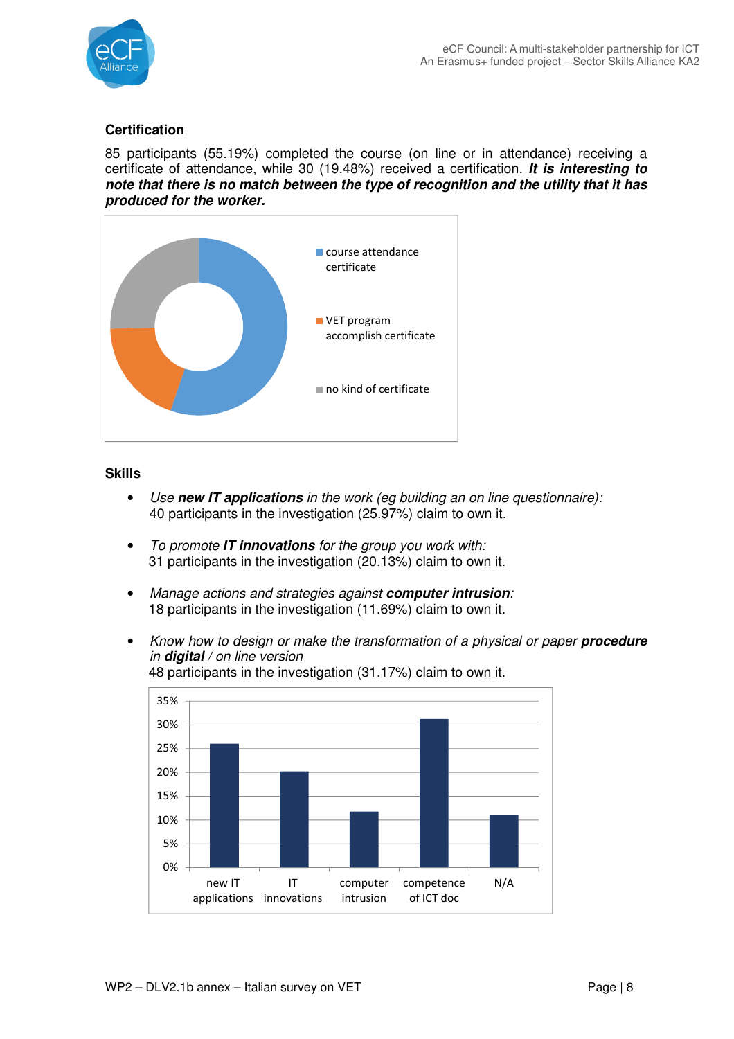## Certification

85 participants (55.19%) completed the course (on line or in attendance) receiving a certificate of attendance, while 30 (19.48%) received a certification. ***It is interesting to note that there is no match between the type of recognition and the utility that it has produced for the worker.***

course attendance certificate

VET program accomplish certificate

no kind of certificate

## Skills

- *Use **new IT applications** in the work (eg building an on line questionnaire):*
  40 participants in the investigation (25.97%) claim to own it.

- *To promote **IT innovations** for the group you work with:*
  31 participants in the investigation (20.13%) claim to own it.

- *Manage actions and strategies against **computer intrusion**:*
  18 participants in the investigation (11.69%) claim to own it.

- *Know how to design or make the transformation of a physical or paper **procedure** in **digital** / on line version*
  48 participants in the investigation (31.17%) claim to own it.

35%
30%
25%
20%
15%
10%
5%
0%

new IT applications | IT innovations | computer intrusion | competence of ICT doc | N/A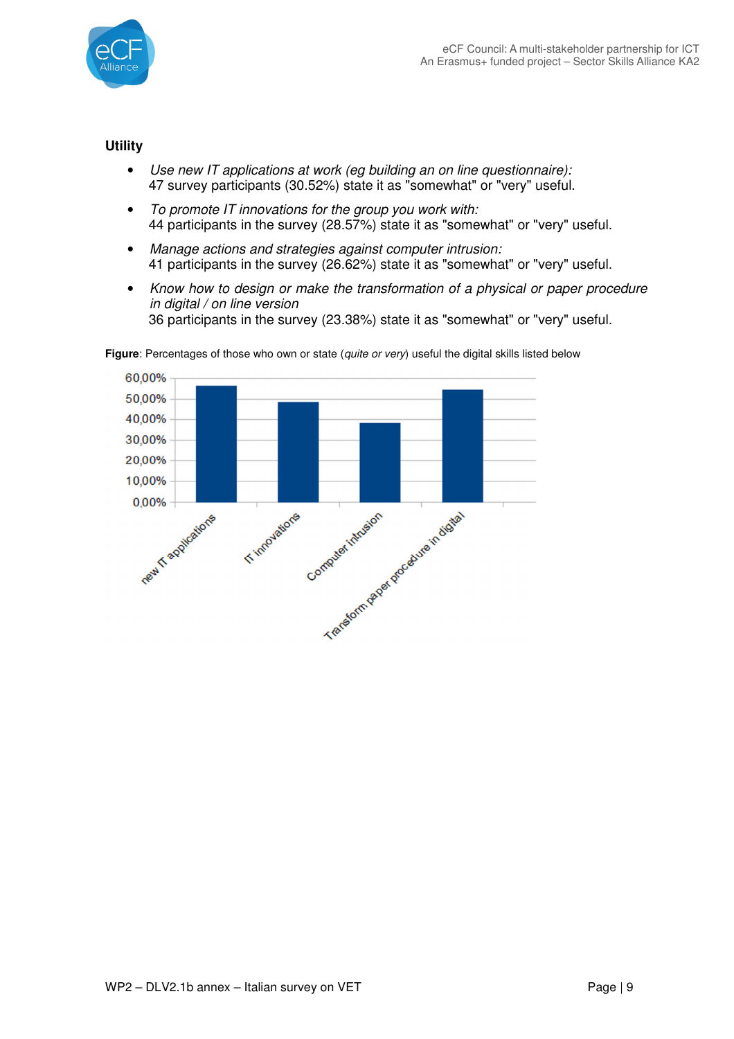**Utility**

- *Use new IT applications at work (eg building an on line questionnaire):*
  47 survey participants (30.52%) state it as "somewhat" or "very" useful.
- *To promote IT innovations for the group you work with:*
  44 participants in the survey (28.57%) state it as "somewhat" or "very" useful.
- *Manage actions and strategies against computer intrusion:*
  41 participants in the survey (26.62%) state it as "somewhat" or "very" useful.
- *Know how to design or make the transformation of a physical or paper procedure in digital / on line version*
  36 participants in the survey (23.38%) state it as "somewhat" or "very" useful.

**Figure**: Percentages of those who own or state (*quite or very*) useful the digital skills listed below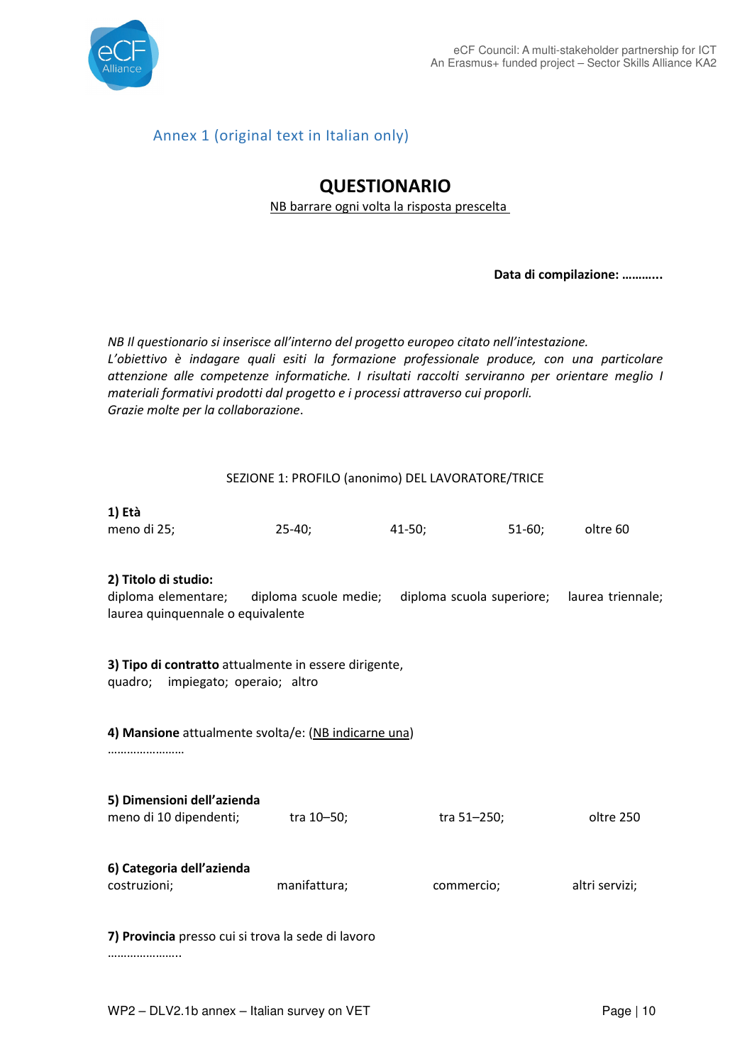Annex 1 (original text in Italian only)

# QUESTIONARIO

NB barrare ogni volta la risposta prescelta

**Data di compilazione: ………..**

*NB Il questionario si inserisce all'interno del progetto europeo citato nell'intestazione.*
*L'obiettivo è indagare quali esiti la formazione professionale produce, con una particolare attenzione alle competenze informatiche. I risultati raccolti serviranno per orientare meglio I materiali formativi prodotti dal progetto e i processi attraverso cui proporli.*
*Grazie molte per la collaborazione*.

SEZIONE 1: PROFILO (anonimo) DEL LAVORATORE/TRICE

**1) Età**
meno di 25; 25-40; 41-50; 51-60; oltre 60

**2) Titolo di studio:**
diploma elementare; diploma scuole medie; diploma scuola superiore; laurea triennale; laurea quinquennale o equivalente

**3) Tipo di contratto** attualmente in essere dirigente,
quadro; impiegato; operaio; altro

**4) Mansione** attualmente svolta/e: (NB indicarne una)
……………………

**5) Dimensioni dell'azienda**
meno di 10 dipendenti; tra 10–50; tra 51–250; oltre 250

**6) Categoria dell'azienda**
costruzioni; manifattura; commercio; altri servizi;

**7) Provincia** presso cui si trova la sede di lavoro
…………………..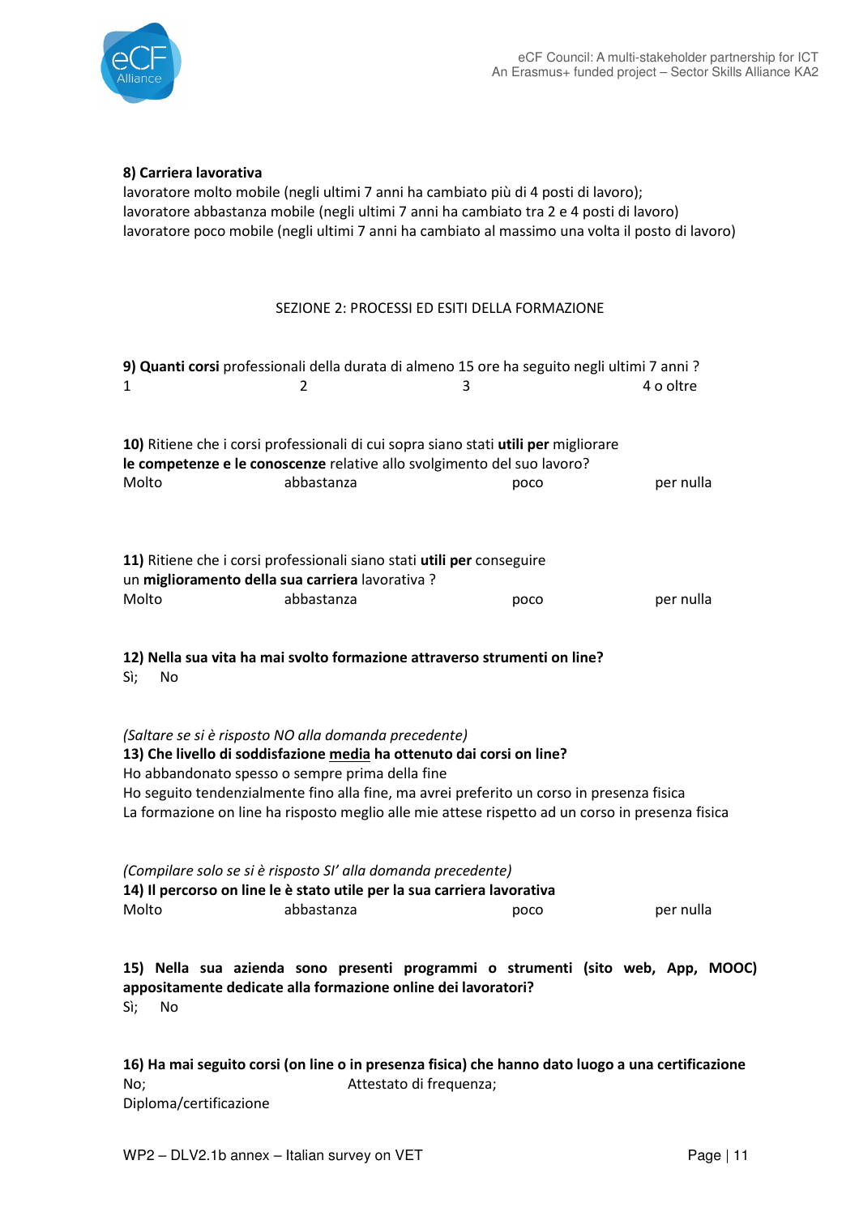**8) Carriera lavorativa**

lavoratore molto mobile (negli ultimi 7 anni ha cambiato più di 4 posti di lavoro);
lavoratore abbastanza mobile (negli ultimi 7 anni ha cambiato tra 2 e 4 posti di lavoro)
lavoratore poco mobile (negli ultimi 7 anni ha cambiato al massimo una volta il posto di lavoro)

SEZIONE 2: PROCESSI ED ESITI DELLA FORMAZIONE

**9) Quanti corsi** professionali della durata di almeno 15 ore ha seguito negli ultimi 7 anni ?
1 2 3 4 o oltre

**10)** Ritiene che i corsi professionali di cui sopra siano stati **utili per** migliorare **le competenze e le conoscenze** relative allo svolgimento del suo lavoro?
Molto abbastanza poco per nulla

**11)** Ritiene che i corsi professionali siano stati **utili per** conseguire un **miglioramento della sua carriera** lavorativa ?
Molto abbastanza poco per nulla

**12) Nella sua vita ha mai svolto formazione attraverso strumenti on line?**
Sì; No

*(Saltare se si è risposto NO alla domanda precedente)*
**13) Che livello di soddisfazione <u>media</u> ha ottenuto dai corsi on line?**
Ho abbandonato spesso o sempre prima della fine
Ho seguito tendenzialmente fino alla fine, ma avrei preferito un corso in presenza fisica
La formazione on line ha risposto meglio alle mie attese rispetto ad un corso in presenza fisica

*(Compilare solo se si è risposto SI' alla domanda precedente)*
**14) Il percorso on line le è stato utile per la sua carriera lavorativa**
Molto abbastanza poco per nulla

**15) Nella sua azienda sono presenti programmi o strumenti (sito web, App, MOOC) appositamente dedicate alla formazione online dei lavoratori?**
Sì; No

**16) Ha mai seguito corsi (on line o in presenza fisica) che hanno dato luogo a una certificazione**
No; Attestato di frequenza;
Diploma/certificazione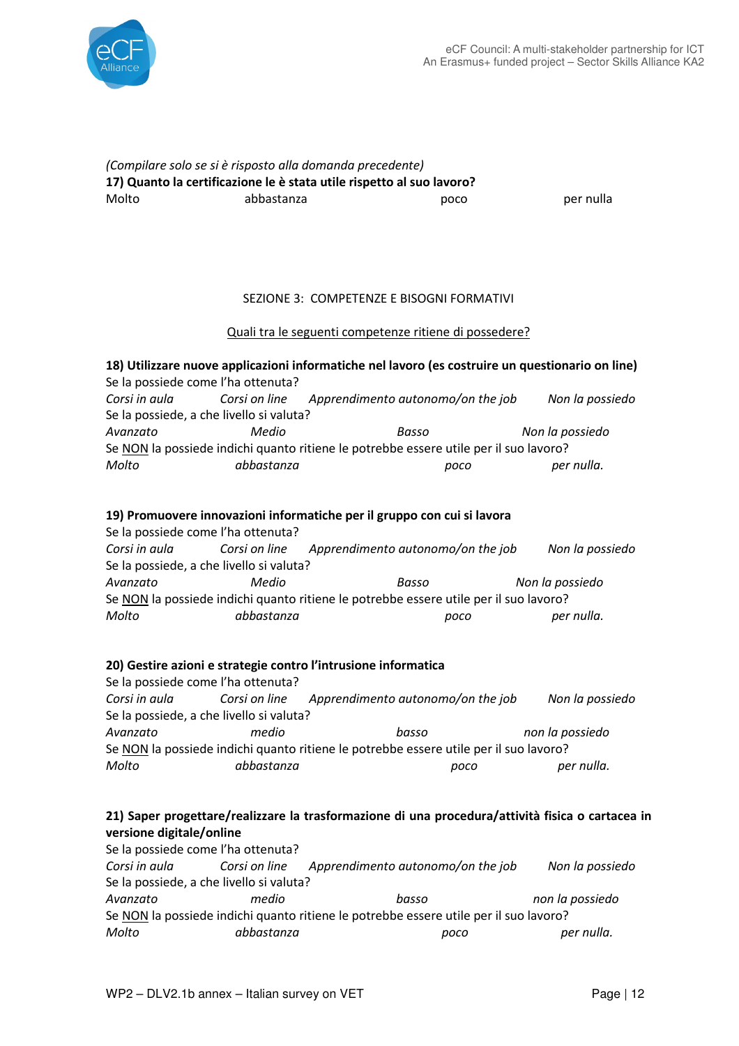*(Compilare solo se si è risposto alla domanda precedente)*

**17) Quanto la certificazione le è stata utile rispetto al suo lavoro?**

Molto abbastanza poco per nulla

SEZIONE 3: COMPETENZE E BISOGNI FORMATIVI

<u>Quali tra le seguenti competenze ritiene di possedere?</u>

**18) Utilizzare nuove applicazioni informatiche nel lavoro (es costruire un questionario on line)**

Se la possiede come l'ha ottenuta?

*Corsi in aula* *Corsi on line* *Apprendimento autonomo/on the job* *Non la possiedo*

Se la possiede, a che livello si valuta?

*Avanzato* *Medio* *Basso* *Non la possiedo*

Se <u>NON</u> la possiede indichi quanto ritiene le potrebbe essere utile per il suo lavoro?

*Molto* *abbastanza* *poco* *per nulla.*

**19) Promuovere innovazioni informatiche per il gruppo con cui si lavora**

Se la possiede come l'ha ottenuta?

*Corsi in aula* *Corsi on line* *Apprendimento autonomo/on the job* *Non la possiedo*

Se la possiede, a che livello si valuta?

*Avanzato* *Medio* *Basso* *Non la possiedo*

Se <u>NON</u> la possiede indichi quanto ritiene le potrebbe essere utile per il suo lavoro?

*Molto* *abbastanza* *poco* *per nulla.*

**20) Gestire azioni e strategie contro l'intrusione informatica**

Se la possiede come l'ha ottenuta?

*Corsi in aula* *Corsi on line* *Apprendimento autonomo/on the job* *Non la possiedo*

Se la possiede, a che livello si valuta?

*Avanzato* *medio* *basso* *non la possiedo*

Se <u>NON</u> la possiede indichi quanto ritiene le potrebbe essere utile per il suo lavoro?

*Molto* *abbastanza* *poco* *per nulla.*

**21) Saper progettare/realizzare la trasformazione di una procedura/attività fisica o cartacea in versione digitale/online**

Se la possiede come l'ha ottenuta?

*Corsi in aula* *Corsi on line* *Apprendimento autonomo/on the job* *Non la possiedo*

Se la possiede, a che livello si valuta?

*Avanzato* *medio* *basso* *non la possiedo*

Se <u>NON</u> la possiede indichi quanto ritiene le potrebbe essere utile per il suo lavoro?

*Molto* *abbastanza* *poco* *per nulla.*